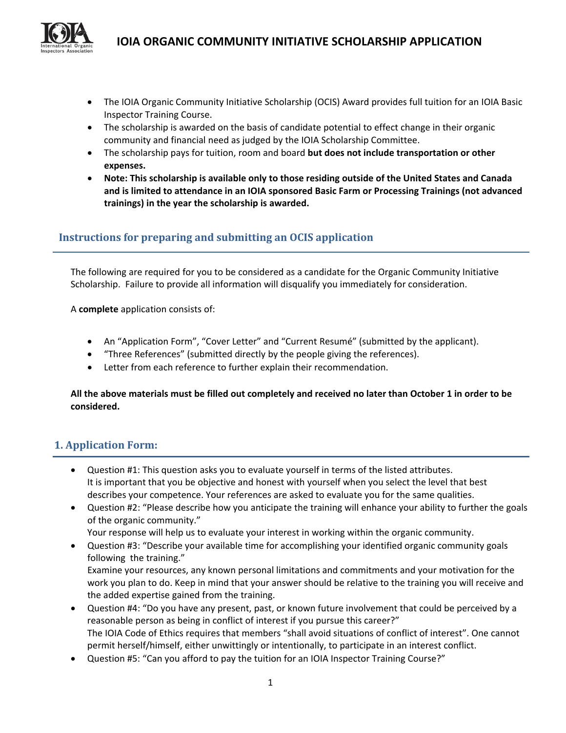# IOIA ORGANIC COMMUNITY INITIATIVE SCHOLARSHIP APPLICATION

- The IOIA Organic Community Initiative Scholarship (OCIS) Award provides full tuition for an IOIA Basic Inspector Training Course.
- The scholarship is awarded on the basis of candidate potential to effect change in their organic community and financial need as judged by the IOIA Scholarship Committee.
- The scholarship pays for tuition, room and board **but does not include transportation or other expenses.**
- **Note: This scholarship is available only to those residing outside of the United States and Canada and is limited to attendance in an IOIA sponsored Basic Farm or Processing Trainings (not advanced trainings) in the year the scholarship is awarded.**

## Instructions for preparing and submitting an OCIS application

The following are required for you to be considered as a candidate for the Organic Community Initiative Scholarship. Failure to provide all information will disqualify you immediately for consideration.

A **complete** application consists of:

- An "Application Form", "Cover Letter" and "Current Resumé" (submitted by the applicant).
- "Three References" (submitted directly by the people giving the references).
- Letter from each reference to further explain their recommendation.

**All the above materials must be filled out completely and received no later than October 1 in order to be considered.**

## 1. Application Form:

- Question #1: This question asks you to evaluate yourself in terms of the listed attributes. It is important that you be objective and honest with yourself when you select the level that best describes your competence. Your references are asked to evaluate you for the same qualities.
- Question #2: "Please describe how you anticipate the training will enhance your ability to further the goals of the organic community."
  Your response will help us to evaluate your interest in working within the organic community.
- Question #3: "Describe your available time for accomplishing your identified organic community goals following the training."
  Examine your resources, any known personal limitations and commitments and your motivation for the work you plan to do. Keep in mind that your answer should be relative to the training you will receive and the added expertise gained from the training.
- Question #4: "Do you have any present, past, or known future involvement that could be perceived by a reasonable person as being in conflict of interest if you pursue this career?"
  The IOIA Code of Ethics requires that members "shall avoid situations of conflict of interest". One cannot permit herself/himself, either unwittingly or intentionally, to participate in an interest conflict.
- Question #5: "Can you afford to pay the tuition for an IOIA Inspector Training Course?"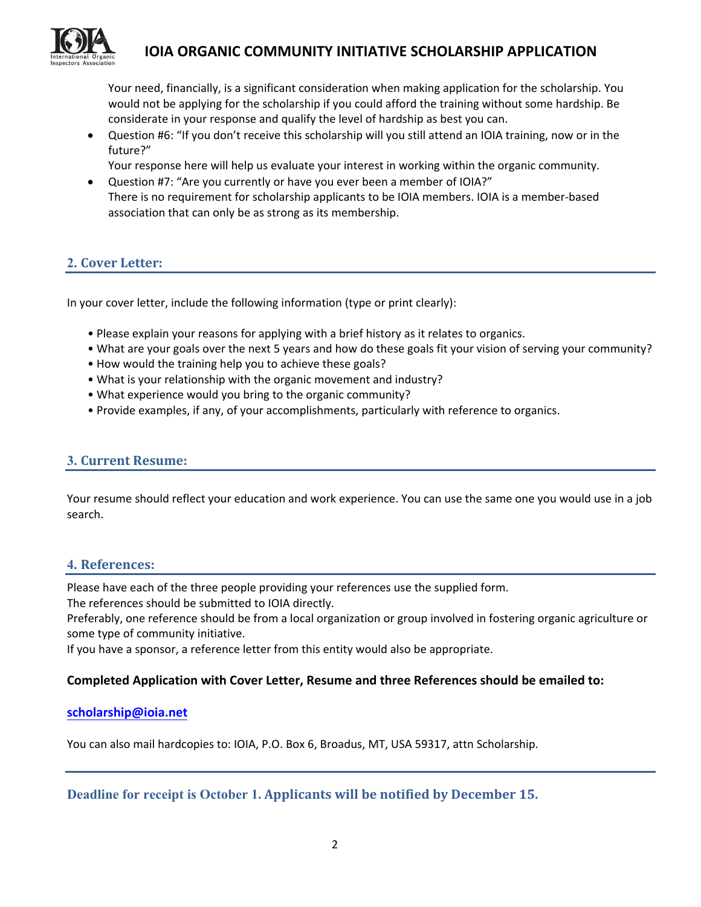Your need, financially, is a significant consideration when making application for the scholarship. You would not be applying for the scholarship if you could afford the training without some hardship. Be considerate in your response and qualify the level of hardship as best you can.

- Question #6: "If you don't receive this scholarship will you still attend an IOIA training, now or in the future?"
  Your response here will help us evaluate your interest in working within the organic community.
- Question #7: "Are you currently or have you ever been a member of IOIA?"
  There is no requirement for scholarship applicants to be IOIA members. IOIA is a member-based association that can only be as strong as its membership.

## 2. Cover Letter:

In your cover letter, include the following information (type or print clearly):

- Please explain your reasons for applying with a brief history as it relates to organics.
- What are your goals over the next 5 years and how do these goals fit your vision of serving your community?
- How would the training help you to achieve these goals?
- What is your relationship with the organic movement and industry?
- What experience would you bring to the organic community?
- Provide examples, if any, of your accomplishments, particularly with reference to organics.

## 3. Current Resume:

Your resume should reflect your education and work experience. You can use the same one you would use in a job search.

## 4. References:

Please have each of the three people providing your references use the supplied form.
The references should be submitted to IOIA directly.
Preferably, one reference should be from a local organization or group involved in fostering organic agriculture or some type of community initiative.
If you have a sponsor, a reference letter from this entity would also be appropriate.

**Completed Application with Cover Letter, Resume and three References should be emailed to:**

**scholarship@ioia.net**

You can also mail hardcopies to: IOIA, P.O. Box 6, Broadus, MT, USA 59317, attn Scholarship.

**Deadline for receipt is October 1. Applicants will be notified by December 15.**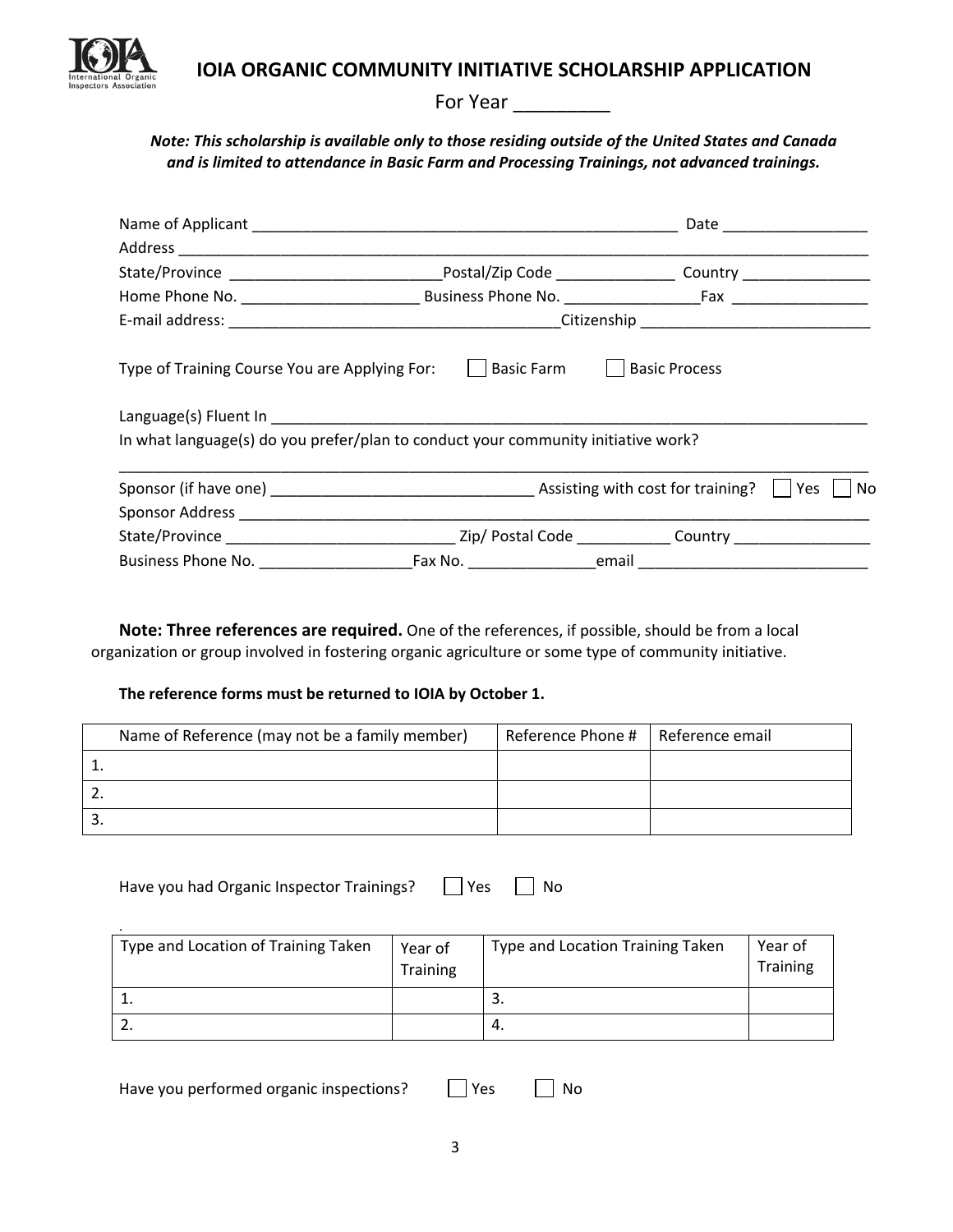# IOIA ORGANIC COMMUNITY INITIATIVE SCHOLARSHIP APPLICATION

For Year _________

***Note: This scholarship is available only to those residing outside of the United States and Canada and is limited to attendance in Basic Farm and Processing Trainings, not advanced trainings.***

Name of Applicant ____________________________________________________ Date _________________

Address ________________________________________________________________________________

State/Province _________________________ Postal/Zip Code ______________ Country _______________

Home Phone No. _____________________ Business Phone No. ________________ Fax ________________

E-mail address: _______________________________________ Citizenship ___________________________

Type of Training Course You are Applying For: ☐ Basic Farm ☐ Basic Process

Language(s) Fluent In __________________________________________________________________________

In what language(s) do you prefer/plan to conduct your community initiative work?

________________________________________________________________________________________

Sponsor (if have one) ______________________________ Assisting with cost for training? ☐ Yes ☐ No

Sponsor Address ________________________________________________________________________

State/Province ___________________________ Zip/ Postal Code ___________ Country ________________

Business Phone No. __________________ Fax No. _______________ email ___________________________

**Note: Three references are required.** One of the references, if possible, should be from a local organization or group involved in fostering organic agriculture or some type of community initiative.

**The reference forms must be returned to IOIA by October 1.**

| Name of Reference (may not be a family member) | Reference Phone # | Reference email |
|---|---|---|
| 1. | | |
| 2. | | |
| 3. | | |

Have you had Organic Inspector Trainings? ☐ Yes ☐ No

| Type and Location of Training Taken | Year of Training | Type and Location Training Taken | Year of Training |
|---|---|---|---|
| 1. | | 3. | |
| 2. | | 4. | |

Have you performed organic inspections? ☐ Yes ☐ No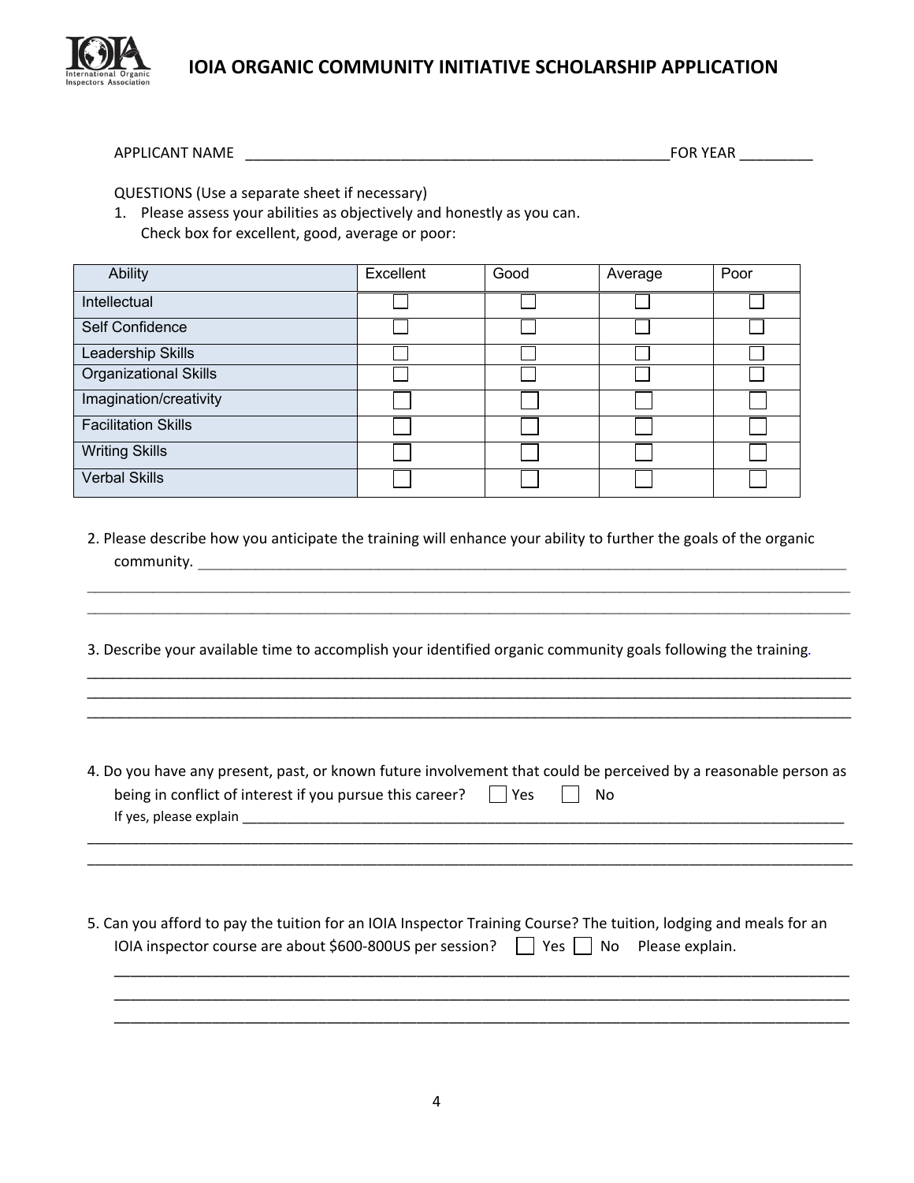# IOIA ORGANIC COMMUNITY INITIATIVE SCHOLARSHIP APPLICATION

APPLICANT NAME ____________________________________________________FOR YEAR _________

QUESTIONS (Use a separate sheet if necessary)

1. Please assess your abilities as objectively and honestly as you can.
   Check box for excellent, good, average or poor:

| Ability | Excellent | Good | Average | Poor |
|---|---|---|---|---|
| Intellectual | ☐ | ☐ | ☐ | ☐ |
| Self Confidence | ☐ | ☐ | ☐ | ☐ |
| Leadership Skills | ☐ | ☐ | ☐ | ☐ |
| Organizational Skills | ☐ | ☐ | ☐ | ☐ |
| Imagination/creativity | ☐ | ☐ | ☐ | ☐ |
| Facilitation Skills | ☐ | ☐ | ☐ | ☐ |
| Writing Skills | ☐ | ☐ | ☐ | ☐ |
| Verbal Skills | ☐ | ☐ | ☐ | ☐ |

2. Please describe how you anticipate the training will enhance your ability to further the goals of the organic community. ____________________________________________________________________________
_____________________________________________________________________________________________
_____________________________________________________________________________________________

3. Describe your available time to accomplish your identified organic community goals following the training.
_____________________________________________________________________________________________
_____________________________________________________________________________________________
_____________________________________________________________________________________________

4. Do you have any present, past, or known future involvement that could be perceived by a reasonable person as being in conflict of interest if you pursue this career? ☐ Yes ☐ No
   If yes, please explain ______________________________________________________________________
_____________________________________________________________________________________________
_____________________________________________________________________________________________

5. Can you afford to pay the tuition for an IOIA Inspector Training Course? The tuition, lodging and meals for an IOIA inspector course are about $600-800US per session? ☐ Yes ☐ No Please explain.
_____________________________________________________________________________________________
_____________________________________________________________________________________________
_____________________________________________________________________________________________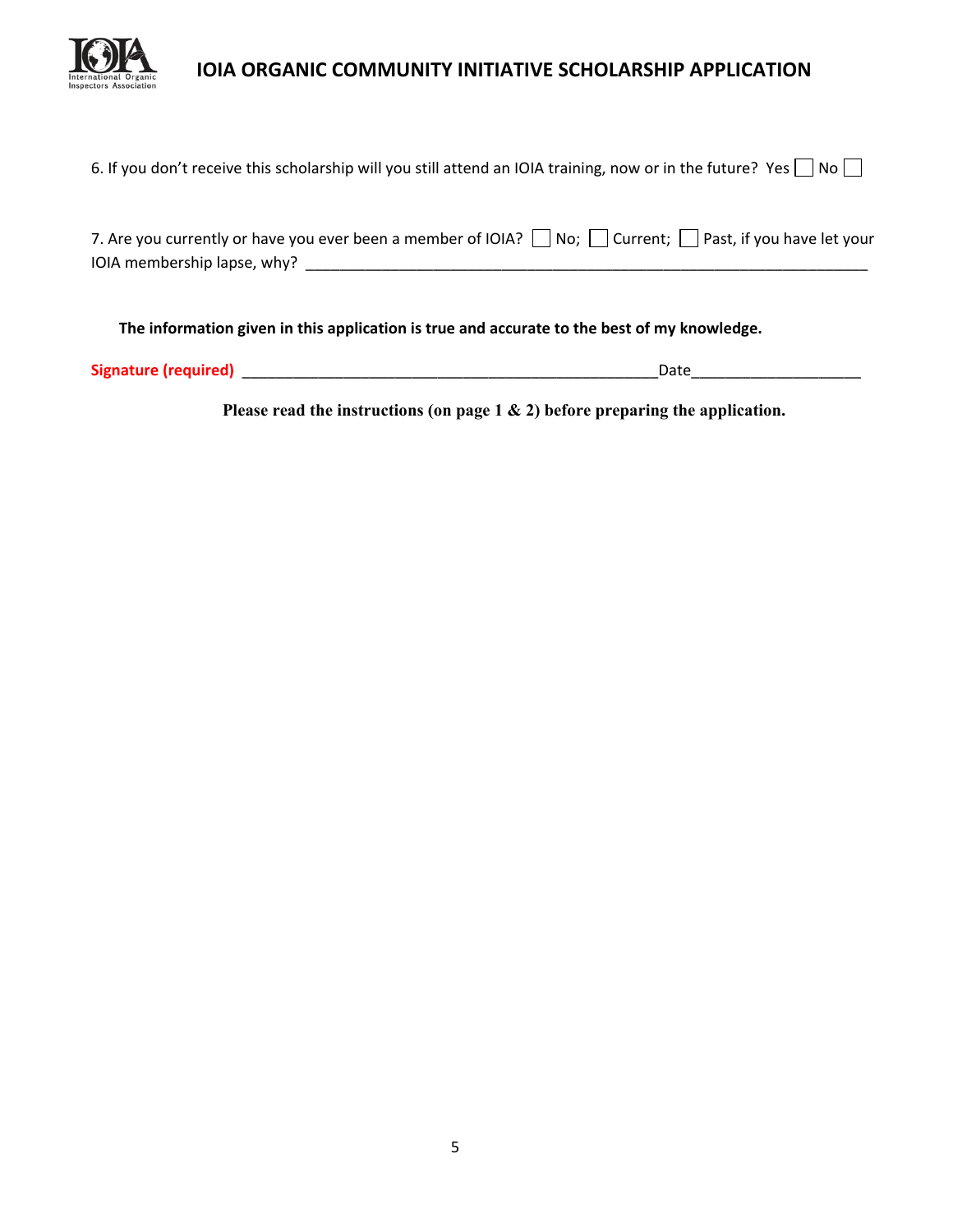# IOIA ORGANIC COMMUNITY INITIATIVE SCHOLARSHIP APPLICATION

6. If you don't receive this scholarship will you still attend an IOIA training, now or in the future? Yes ☐ No ☐

7. Are you currently or have you ever been a member of IOIA? ☐ No; ☐ Current; ☐ Past, if you have let your IOIA membership lapse, why? ______________________________________________________________________

**The information given in this application is true and accurate to the best of my knowledge.**

**Signature (required)** ________________________________________________Date___________________

**Please read the instructions (on page 1 & 2) before preparing the application.**